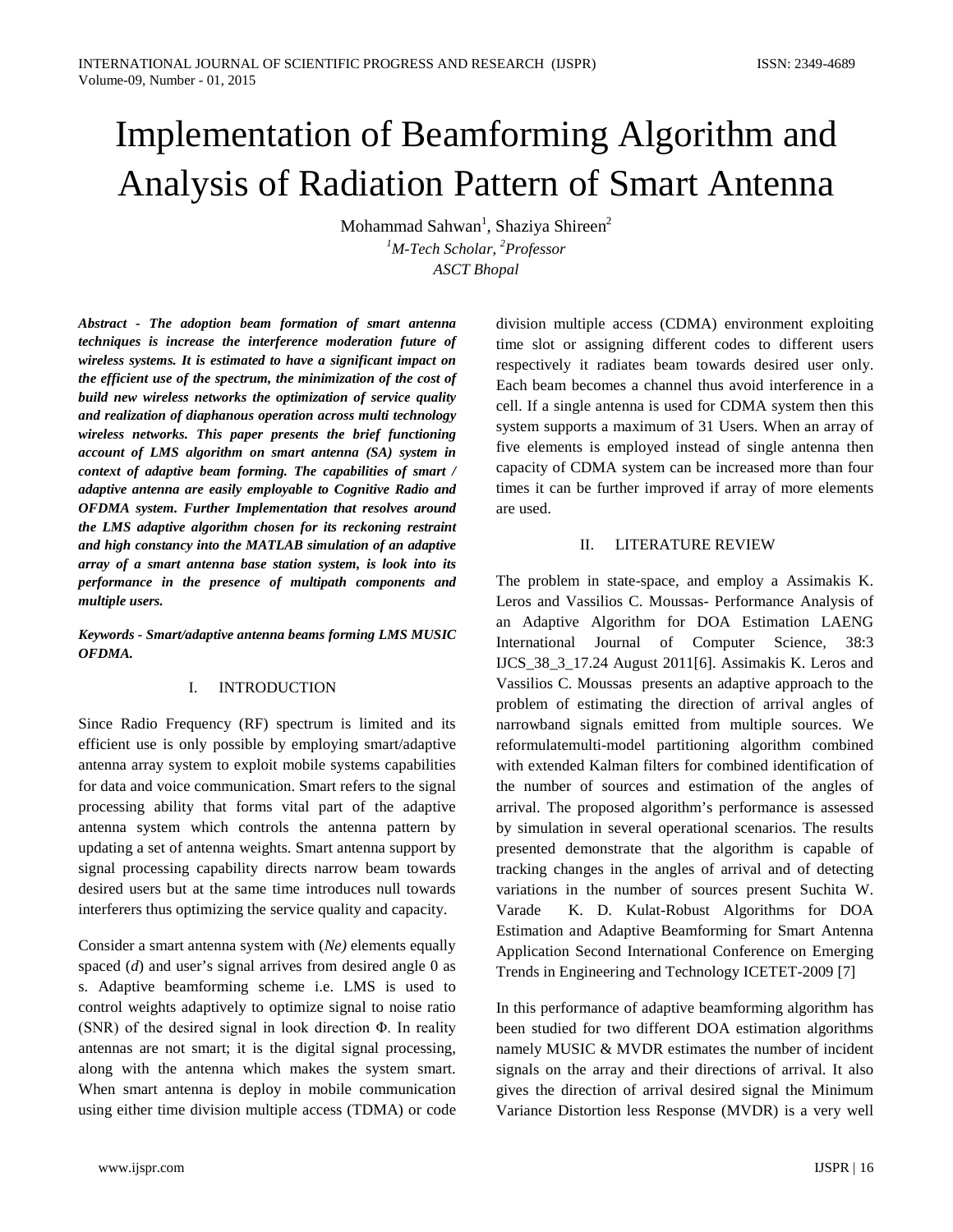# Implementation of Beamforming Algorithm and Analysis of Radiation Pattern of Smart Antenna

Mohammad Sahwan[1], Shaziya Shireen[2]

[1]*M-Tech Scholar,* [2]*Professor*

*ASCT Bhopal*

***Abstract - The adoption beam formation of smart antenna techniques is increase the interference moderation future of wireless systems. It is estimated to have a significant impact on the efficient use of the spectrum, the minimization of the cost of build new wireless networks the optimization of service quality and realization of diaphanous operation across multi technology wireless networks. This paper presents the brief functioning account of LMS algorithm on smart antenna (SA) system in context of adaptive beam forming. The capabilities of smart / adaptive antenna are easily employable to Cognitive Radio and OFDMA system. Further Implementation that resolves around the LMS adaptive algorithm chosen for its reckoning restraint and high constancy into the MATLAB simulation of an adaptive array of a smart antenna base station system, is look into its performance in the presence of multipath components and multiple users.***

***Keywords - Smart/adaptive antenna beams forming LMS MUSIC OFDMA.***

## I. INTRODUCTION

Since Radio Frequency (RF) spectrum is limited and its efficient use is only possible by employing smart/adaptive antenna array system to exploit mobile systems capabilities for data and voice communication. Smart refers to the signal processing ability that forms vital part of the adaptive antenna system which controls the antenna pattern by updating a set of antenna weights. Smart antenna support by signal processing capability directs narrow beam towards desired users but at the same time introduces null towards interferers thus optimizing the service quality and capacity.

Consider a smart antenna system with (*Ne)* elements equally spaced (*d*) and user's signal arrives from desired angle 0 as s. Adaptive beamforming scheme i.e. LMS is used to control weights adaptively to optimize signal to noise ratio (SNR) of the desired signal in look direction Φ. In reality antennas are not smart; it is the digital signal processing, along with the antenna which makes the system smart. When smart antenna is deploy in mobile communication using either time division multiple access (TDMA) or code division multiple access (CDMA) environment exploiting time slot or assigning different codes to different users respectively it radiates beam towards desired user only. Each beam becomes a channel thus avoid interference in a cell. If a single antenna is used for CDMA system then this system supports a maximum of 31 Users. When an array of five elements is employed instead of single antenna then capacity of CDMA system can be increased more than four times it can be further improved if array of more elements are used.

## II. LITERATURE REVIEW

The problem in state-space, and employ a Assimakis K. Leros and Vassilios C. Moussas- Performance Analysis of an Adaptive Algorithm for DOA Estimation LAENG International Journal of Computer Science, 38:3 IJCS_38_3_17.24 August 2011[6]. Assimakis K. Leros and Vassilios C. Moussas presents an adaptive approach to the problem of estimating the direction of arrival angles of narrowband signals emitted from multiple sources. We reformulatemulti-model partitioning algorithm combined with extended Kalman filters for combined identification of the number of sources and estimation of the angles of arrival. The proposed algorithm's performance is assessed by simulation in several operational scenarios. The results presented demonstrate that the algorithm is capable of tracking changes in the angles of arrival and of detecting variations in the number of sources present Suchita W. Varade K. D. Kulat-Robust Algorithms for DOA Estimation and Adaptive Beamforming for Smart Antenna Application Second International Conference on Emerging Trends in Engineering and Technology ICETET-2009 [7]

In this performance of adaptive beamforming algorithm has been studied for two different DOA estimation algorithms namely MUSIC & MVDR estimates the number of incident signals on the array and their directions of arrival. It also gives the direction of arrival desired signal the Minimum Variance Distortion less Response (MVDR) is a very well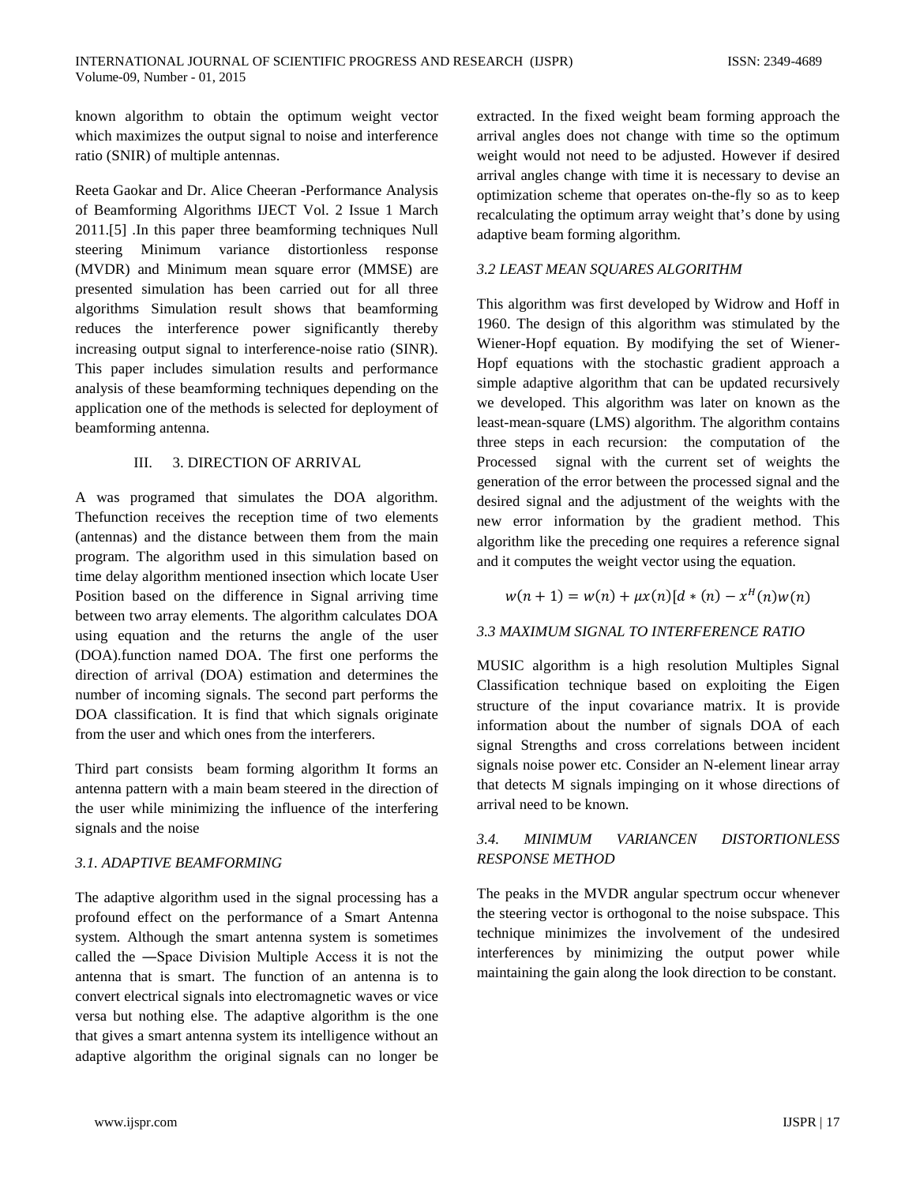known algorithm to obtain the optimum weight vector which maximizes the output signal to noise and interference ratio (SNIR) of multiple antennas.

Reeta Gaokar and Dr. Alice Cheeran -Performance Analysis of Beamforming Algorithms IJECT Vol. 2 Issue 1 March 2011.[5] .In this paper three beamforming techniques Null steering Minimum variance distortionless response (MVDR) and Minimum mean square error (MMSE) are presented simulation has been carried out for all three algorithms Simulation result shows that beamforming reduces the interference power significantly thereby increasing output signal to interference-noise ratio (SINR). This paper includes simulation results and performance analysis of these beamforming techniques depending on the application one of the methods is selected for deployment of beamforming antenna.

## III. 3. DIRECTION OF ARRIVAL

A was programed that simulates the DOA algorithm. Thefunction receives the reception time of two elements (antennas) and the distance between them from the main program. The algorithm used in this simulation based on time delay algorithm mentioned insection which locate User Position based on the difference in Signal arriving time between two array elements. The algorithm calculates DOA using equation and the returns the angle of the user (DOA).function named DOA. The first one performs the direction of arrival (DOA) estimation and determines the number of incoming signals. The second part performs the DOA classification. It is find that which signals originate from the user and which ones from the interferers.

Third part consists beam forming algorithm It forms an antenna pattern with a main beam steered in the direction of the user while minimizing the influence of the interfering signals and the noise

### *3.1. ADAPTIVE BEAMFORMING*

The adaptive algorithm used in the signal processing has a profound effect on the performance of a Smart Antenna system. Although the smart antenna system is sometimes called the ―Space Division Multiple Access it is not the antenna that is smart. The function of an antenna is to convert electrical signals into electromagnetic waves or vice versa but nothing else. The adaptive algorithm is the one that gives a smart antenna system its intelligence without an adaptive algorithm the original signals can no longer be extracted. In the fixed weight beam forming approach the arrival angles does not change with time so the optimum weight would not need to be adjusted. However if desired arrival angles change with time it is necessary to devise an optimization scheme that operates on-the-fly so as to keep recalculating the optimum array weight that's done by using adaptive beam forming algorithm.

### *3.2 LEAST MEAN SQUARES ALGORITHM*

This algorithm was first developed by Widrow and Hoff in 1960. The design of this algorithm was stimulated by the Wiener-Hopf equation. By modifying the set of Wiener-Hopf equations with the stochastic gradient approach a simple adaptive algorithm that can be updated recursively we developed. This algorithm was later on known as the least-mean-square (LMS) algorithm. The algorithm contains three steps in each recursion: the computation of the Processed signal with the current set of weights the generation of the error between the processed signal and the desired signal and the adjustment of the weights with the new error information by the gradient method. This algorithm like the preceding one requires a reference signal and it computes the weight vector using the equation.

$$w(n+1) = w(n) + \mu x(n)[d*(n) - x^H(n)w(n)$$

### *3.3 MAXIMUM SIGNAL TO INTERFERENCE RATIO*

MUSIC algorithm is a high resolution Multiples Signal Classification technique based on exploiting the Eigen structure of the input covariance matrix. It is provide information about the number of signals DOA of each signal Strengths and cross correlations between incident signals noise power etc. Consider an N-element linear array that detects M signals impinging on it whose directions of arrival need to be known.

### *3.4. MINIMUM VARIANCEN DISTORTIONLESS RESPONSE METHOD*

The peaks in the MVDR angular spectrum occur whenever the steering vector is orthogonal to the noise subspace. This technique minimizes the involvement of the undesired interferences by minimizing the output power while maintaining the gain along the look direction to be constant.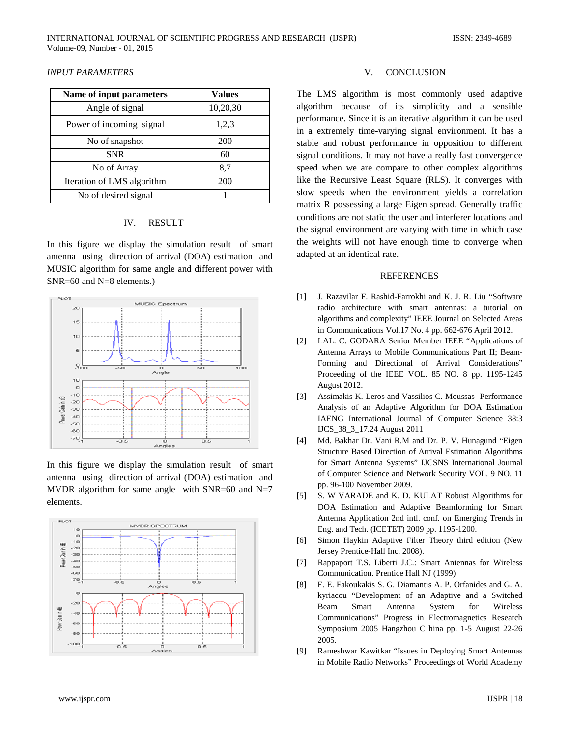*INPUT PARAMETERS*

| Name of input parameters | Values |
|---|---|
| Angle of signal | 10,20,30 |
| Power of incoming signal | 1,2,3 |
| No of snapshot | 200 |
| SNR | 60 |
| No of Array | 8,7 |
| Iteration of LMS algorithm | 200 |
| No of desired signal | 1 |

## IV. RESULT

In this figure we display the simulation result of smart antenna using direction of arrival (DOA) estimation and MUSIC algorithm for same angle and different power with SNR=60 and N=8 elements.)

PLOT
MUSIC Spectrum
20
15
10
5
0
-100
-50
0
50
100
Angle
10
0
-10
-20
-30
-40
-50
-60
-70
Power Gain in dB
-1
-0.5
0
0.5
1
Angles

In this figure we display the simulation result of smart antenna using direction of arrival (DOA) estimation and MVDR algorithm for same angle with SNR=60 and N=7 elements.

PLOT
MVDR SPECTRUM
10
0
-10
-20
-30
-40
-50
-60
-70
Power Gain in dB
-1
-0.5
0
0.5
1
Angles
0
-20
-40
-60
-80
-100
Power Gain in dB
-1
-0.5
0
0.5
1
Angles

## V. CONCLUSION

The LMS algorithm is most commonly used adaptive algorithm because of its simplicity and a sensible performance. Since it is an iterative algorithm it can be used in a extremely time-varying signal environment. It has a stable and robust performance in opposition to different signal conditions. It may not have a really fast convergence speed when we are compare to other complex algorithms like the Recursive Least Square (RLS). It converges with slow speeds when the environment yields a correlation matrix R possessing a large Eigen spread. Generally traffic conditions are not static the user and interferer locations and the signal environment are varying with time in which case the weights will not have enough time to converge when adapted at an identical rate.

## REFERENCES

[1] J. Razavilar F. Rashid-Farrokhi and K. J. R. Liu "Software radio architecture with smart antennas: a tutorial on algorithms and complexity" IEEE Journal on Selected Areas in Communications Vol.17 No. 4 pp. 662-676 April 2012.

[2] LAL. C. GODARA Senior Member IEEE "Applications of Antenna Arrays to Mobile Communications Part II; Beam-Forming and Directional of Arrival Considerations" Proceeding of the IEEE VOL. 85 NO. 8 pp. 1195-1245 August 2012.

[3] Assimakis K. Leros and Vassilios C. Moussas- Performance Analysis of an Adaptive Algorithm for DOA Estimation IAENG International Journal of Computer Science 38:3 IJCS_38_3_17.24 August 2011

[4] Md. Bakhar Dr. Vani R.M and Dr. P. V. Hunagund "Eigen Structure Based Direction of Arrival Estimation Algorithms for Smart Antenna Systems" IJCSNS International Journal of Computer Science and Network Security VOL. 9 NO. 11 pp. 96-100 November 2009.

[5] S. W VARADE and K. D. KULAT Robust Algorithms for DOA Estimation and Adaptive Beamforming for Smart Antenna Application 2nd intl. conf. on Emerging Trends in Eng. and Tech. (ICETET) 2009 pp. 1195-1200.

[6] Simon Haykin Adaptive Filter Theory third edition (New Jersey Prentice-Hall Inc. 2008).

[7] Rappaport T.S. Liberti J.C.: Smart Antennas for Wireless Communication. Prentice Hall NJ (1999)

[8] F. E. Fakoukakis S. G. Diamantis A. P. Orfanides and G. A. kyriacou "Development of an Adaptive and a Switched Beam Smart Antenna System for Wireless Communications" Progress in Electromagnetics Research Symposium 2005 Hangzhou C hina pp. 1-5 August 22-26 2005.

[9] Rameshwar Kawitkar "Issues in Deploying Smart Antennas in Mobile Radio Networks" Proceedings of World Academy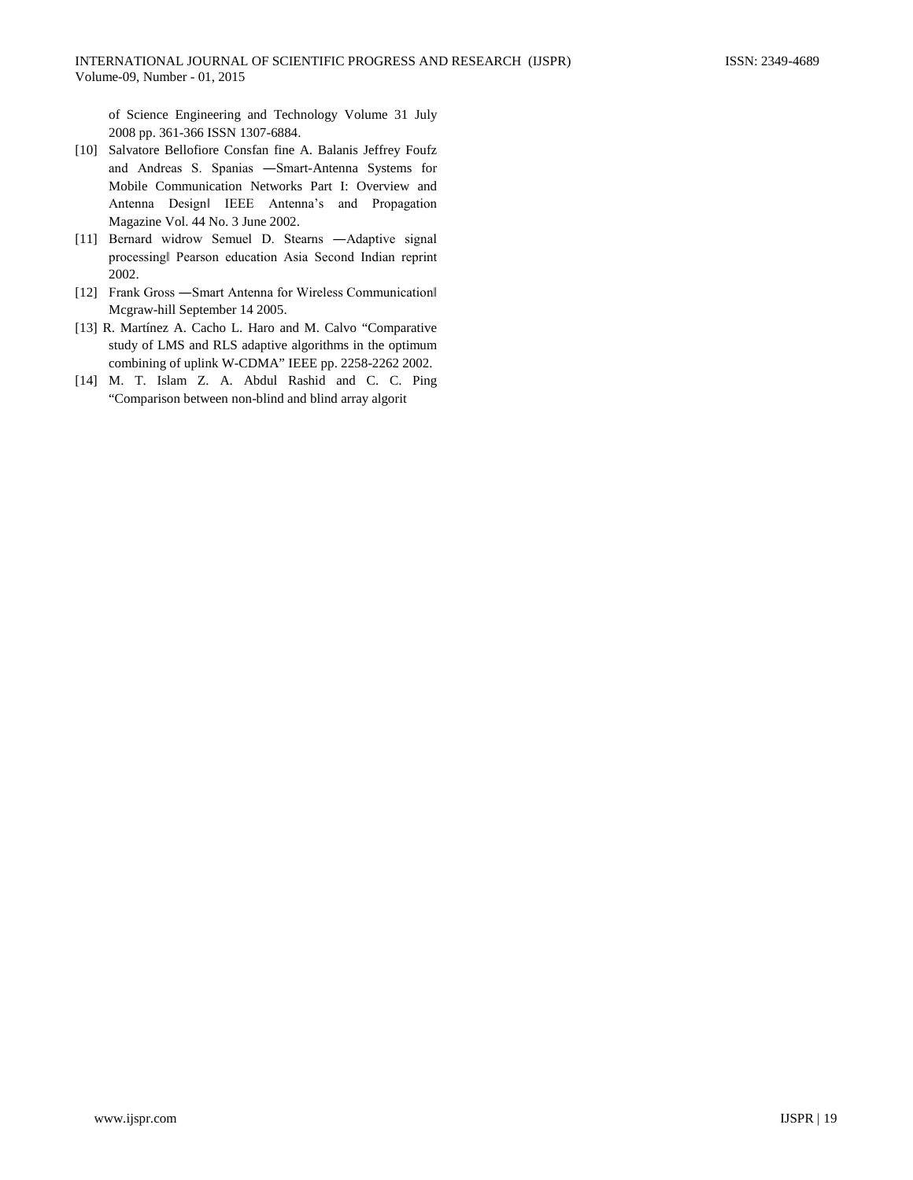of Science Engineering and Technology Volume 31 July 2008 pp. 361-366 ISSN 1307-6884.

[10] Salvatore Bellofiore Consfan fine A. Balanis Jeffrey Foufz and Andreas S. Spanias ―Smart-Antenna Systems for Mobile Communication Networks Part I: Overview and Antenna Design‖ IEEE Antenna's and Propagation Magazine Vol. 44 No. 3 June 2002.

[11] Bernard widrow Semuel D. Stearns ―Adaptive signal processing‖ Pearson education Asia Second Indian reprint 2002.

[12] Frank Gross ―Smart Antenna for Wireless Communication‖ Mcgraw-hill September 14 2005.

[13] R. Martínez A. Cacho L. Haro and M. Calvo "Comparative study of LMS and RLS adaptive algorithms in the optimum combining of uplink W-CDMA" IEEE pp. 2258-2262 2002.

[14] M. T. Islam Z. A. Abdul Rashid and C. C. Ping "Comparison between non-blind and blind array algorit